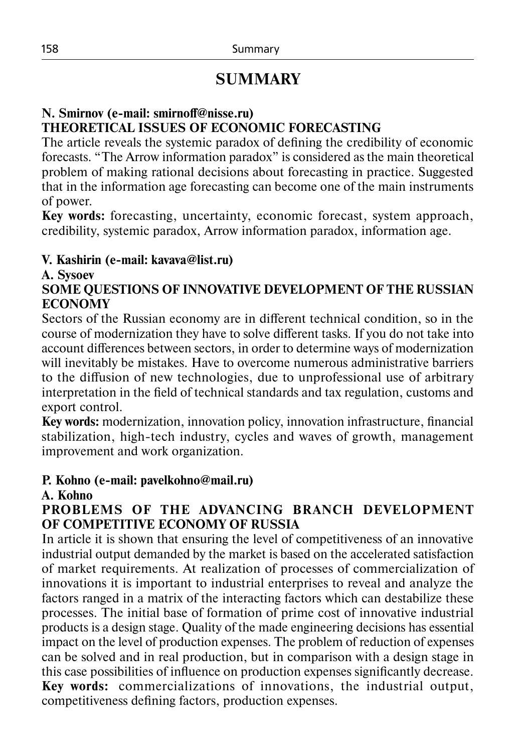# SUMMARY

**N. Smirnov (e-mail: smirnoff@nisse.ru)**
**THEORETICAL ISSUES OF ECONOMIC FORECASTING**

The article reveals the systemic paradox of defining the credibility of economic forecasts. "The Arrow information paradox" is considered as the main theoretical problem of making rational decisions about forecasting in practice. Suggested that in the information age forecasting can become one of the main instruments of power.

**Key words:** forecasting, uncertainty, economic forecast, system approach, credibility, systemic paradox, Arrow information paradox, information age.

**V. Kashirin (e-mail: kavava@list.ru)**
**A. Sysoev**
**SOME QUESTIONS OF INNOVATIVE DEVELOPMENT OF THE RUSSIAN ECONOMY**

Sectors of the Russian economy are in different technical condition, so in the course of modernization they have to solve different tasks. If you do not take into account differences between sectors, in order to determine ways of modernization will inevitably be mistakes. Have to overcome numerous administrative barriers to the diffusion of new technologies, due to unprofessional use of arbitrary interpretation in the field of technical standards and tax regulation, customs and export control.

**Key words:** modernization, innovation policy, innovation infrastructure, financial stabilization, high-tech industry, cycles and waves of growth, management improvement and work organization.

**P. Kohno (e-mail: pavelkohno@mail.ru)**
**A. Kohno**
**PROBLEMS OF THE ADVANCING BRANCH DEVELOPMENT OF COMPETITIVE ECONOMY OF RUSSIA**

In article it is shown that ensuring the level of competitiveness of an innovative industrial output demanded by the market is based on the accelerated satisfaction of market requirements. At realization of processes of commercialization of innovations it is important to industrial enterprises to reveal and analyze the factors ranged in a matrix of the interacting factors which can destabilize these processes. The initial base of formation of prime cost of innovative industrial products is a design stage. Quality of the made engineering decisions has essential impact on the level of production expenses. The problem of reduction of expenses can be solved and in real production, but in comparison with a design stage in this case possibilities of influence on production expenses significantly decrease.

**Key words:** commercializations of innovations, the industrial output, competitiveness defining factors, production expenses.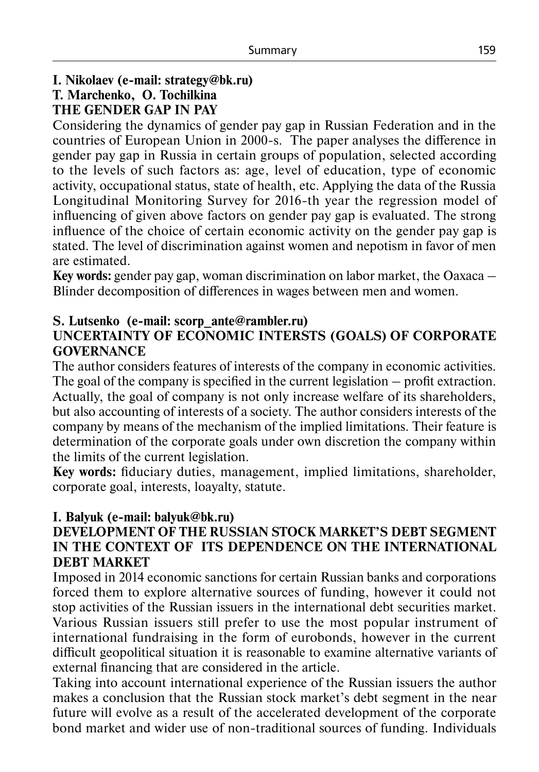**I. Nikolaev (e-mail: strategy@bk.ru)**
**T. Marchenko, O. Tochilkina**
**THE GENDER GAP IN PAY**

Considering the dynamics of gender pay gap in Russian Federation and in the countries of European Union in 2000-s. The paper analyses the difference in gender pay gap in Russia in certain groups of population, selected according to the levels of such factors as: age, level of education, type of economic activity, occupational status, state of health, etc. Applying the data of the Russia Longitudinal Monitoring Survey for 2016-th year the regression model of influencing of given above factors on gender pay gap is evaluated. The strong influence of the choice of certain economic activity on the gender pay gap is stated. The level of discrimination against women and nepotism in favor of men are estimated.

**Key words:** gender pay gap, woman discrimination on labor market, the Oaxaca – Blinder decomposition of differences in wages between men and women.

**S. Lutsenko (e-mail: scorp_ante@rambler.ru)**
**UNCERTAINTY OF ECONOMIC INTERSTS (GOALS) OF CORPORATE GOVERNANCE**

The author considers features of interests of the company in economic activities. The goal of the company is specified in the current legislation – profit extraction. Actually, the goal of company is not only increase welfare of its shareholders, but also accounting of interests of a society. The author considers interests of the company by means of the mechanism of the implied limitations. Their feature is determination of the corporate goals under own discretion the company within the limits of the current legislation.

**Key words:** fiduciary duties, management, implied limitations, shareholder, corporate goal, interests, loayalty, statute.

**I. Balyuk (e-mail: balyuk@bk.ru)**
**DEVELOPMENT OF THE RUSSIAN STOCK MARKET'S DEBT SEGMENT IN THE CONTEXT OF ITS DEPENDENCE ON THE INTERNATIONAL DEBT MARKET**

Imposed in 2014 economic sanctions for certain Russian banks and corporations forced them to explore alternative sources of funding, however it could not stop activities of the Russian issuers in the international debt securities market. Various Russian issuers still prefer to use the most popular instrument of international fundraising in the form of eurobonds, however in the current difficult geopolitical situation it is reasonable to examine alternative variants of external financing that are considered in the article.

Taking into account international experience of the Russian issuers the author makes a conclusion that the Russian stock market's debt segment in the near future will evolve as a result of the accelerated development of the corporate bond market and wider use of non-traditional sources of funding. Individuals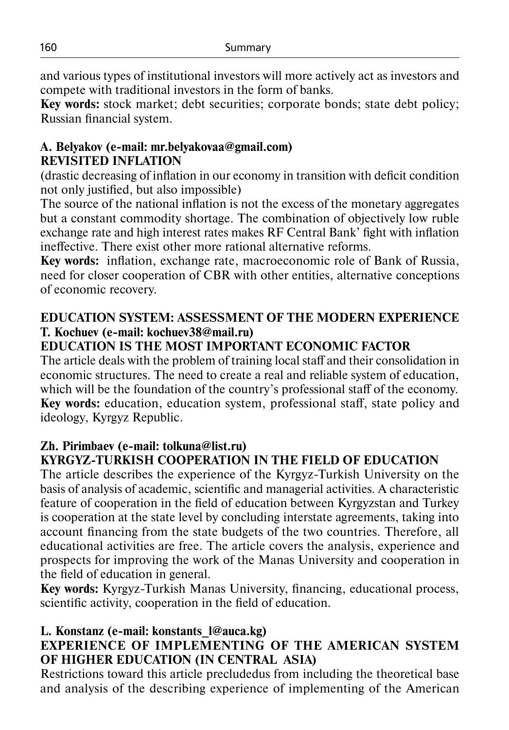and various types of institutional investors will more actively act as investors and compete with traditional investors in the form of banks.

**Key words:** stock market; debt securities; corporate bonds; state debt policy; Russian financial system.

**A. Belyakov (e-mail: mr.belyakovaa@gmail.com)**
**REVISITED INFLATION**

(drastic decreasing of inflation in our economy in transition with deficit condition not only justified, but also impossible)

The source of the national inflation is not the excess of the monetary aggregates but a constant commodity shortage. The combination of objectively low ruble exchange rate and high interest rates makes RF Central Bank' fight with inflation ineffective. There exist other more rational alternative reforms.

**Key words:** inflation, exchange rate, macroeconomic role of Bank of Russia, need for closer cooperation of CBR with other entities, alternative conceptions of economic recovery.

## EDUCATION SYSTEM: ASSESSMENT OF THE MODERN EXPERIENCE

**T. Kochuev (e-mail: kochuev38@mail.ru)**
**EDUCATION IS THE MOST IMPORTANT ECONOMIC FACTOR**

The article deals with the problem of training local staff and their consolidation in economic structures. The need to create a real and reliable system of education, which will be the foundation of the country's professional staff of the economy.

**Key words:** education, education system, professional staff, state policy and ideology, Kyrgyz Republic.

**Zh. Pirimbaev (e-mail: tolkuna@list.ru)**
**KYRGYZ-TURKISH COOPERATION IN THE FIELD OF EDUCATION**

The article describes the experience of the Kyrgyz-Turkish University on the basis of analysis of academic, scientific and managerial activities. A characteristic feature of cooperation in the field of education between Kyrgyzstan and Turkey is cooperation at the state level by concluding interstate agreements, taking into account financing from the state budgets of the two countries. Therefore, all educational activities are free. The article covers the analysis, experience and prospects for improving the work of the Manas University and cooperation in the field of education in general.

**Key words:** Kyrgyz-Turkish Manas University, financing, educational process, scientific activity, cooperation in the field of education.

**L. Konstanz (e-mail: konstants_l@auca.kg)**
**EXPERIENCE OF IMPLEMENTING OF THE AMERICAN SYSTEM OF HIGHER EDUCATION (IN CENTRAL ASIA)**

Restrictions toward this article precludedus from including the theoretical base and analysis of the describing experience of implementing of the American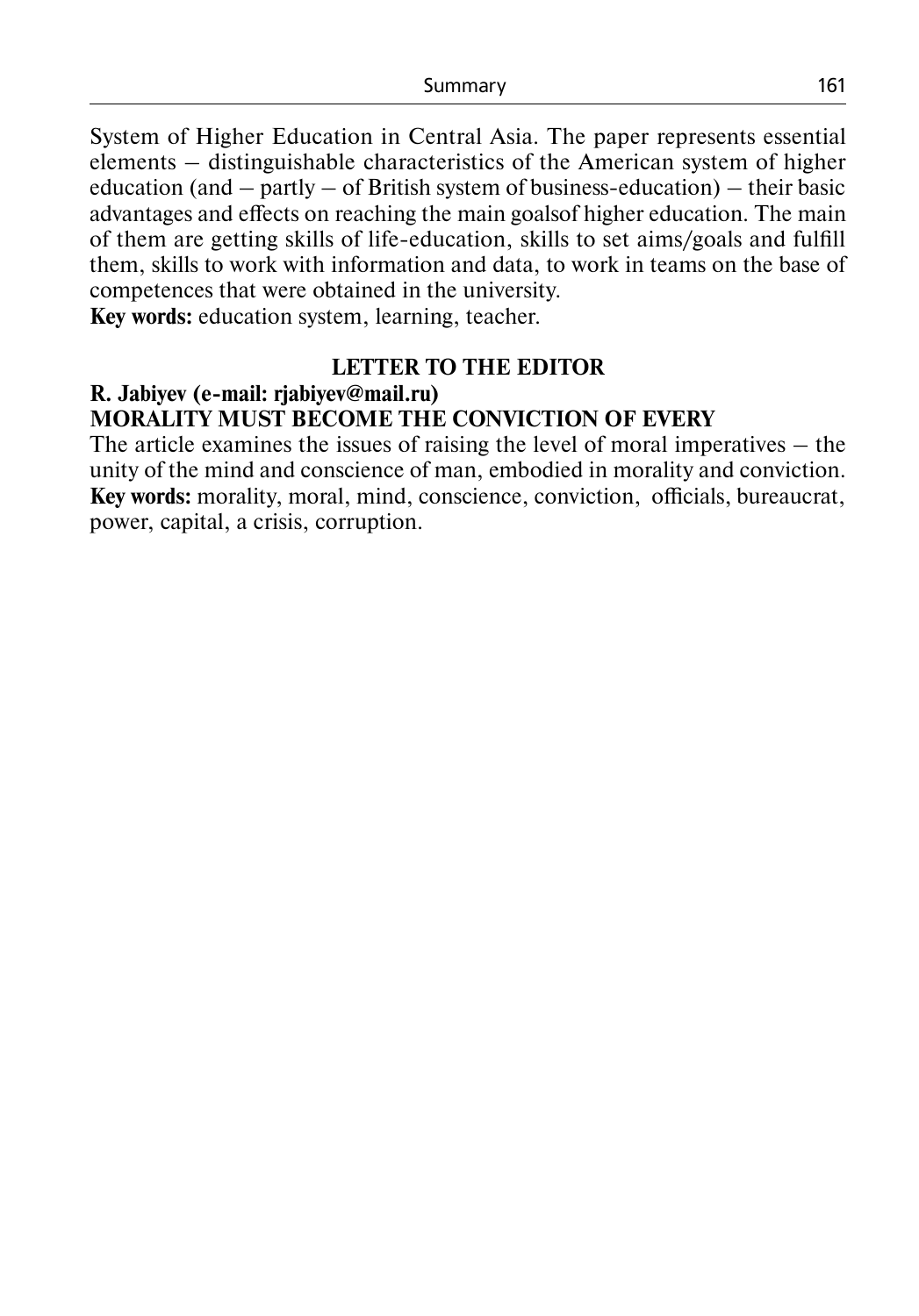System of Higher Education in Central Asia. The paper represents essential elements – distinguishable characteristics of the American system of higher education (and – partly – of British system of business-education) – their basic advantages and effects on reaching the main goalsof higher education. The main of them are getting skills of life-education, skills to set aims/goals and fulfill them, skills to work with information and data, to work in teams on the base of competences that were obtained in the university.

**Key words:** education system, learning, teacher.

## LETTER TO THE EDITOR

**R. Jabiyev (e-mail: rjabiyev@mail.ru)**

**MORALITY MUST BECOME THE CONVICTION OF EVERY**

The article examines the issues of raising the level of moral imperatives – the unity of the mind and conscience of man, embodied in morality and conviction.

**Key words:** morality, moral, mind, conscience, conviction, officials, bureaucrat, power, capital, a crisis, corruption.